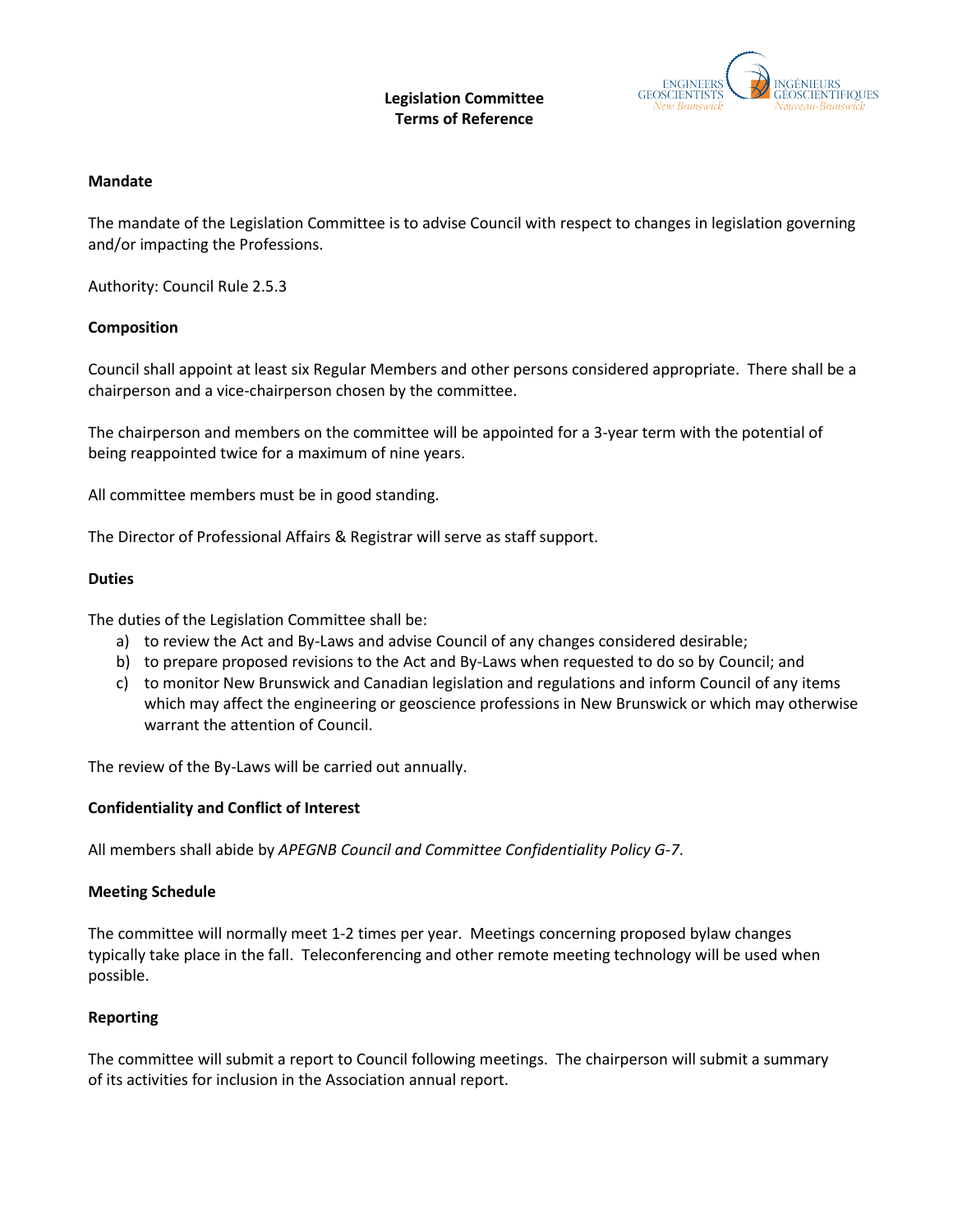# Legislation Committee
# Terms of Reference

## Mandate

The mandate of the Legislation Committee is to advise Council with respect to changes in legislation governing and/or impacting the Professions.

Authority: Council Rule 2.5.3

## Composition

Council shall appoint at least six Regular Members and other persons considered appropriate. There shall be a chairperson and a vice-chairperson chosen by the committee.

The chairperson and members on the committee will be appointed for a 3-year term with the potential of being reappointed twice for a maximum of nine years.

All committee members must be in good standing.

The Director of Professional Affairs & Registrar will serve as staff support.

## Duties

The duties of the Legislation Committee shall be:

a) to review the Act and By-Laws and advise Council of any changes considered desirable;
b) to prepare proposed revisions to the Act and By-Laws when requested to do so by Council; and
c) to monitor New Brunswick and Canadian legislation and regulations and inform Council of any items which may affect the engineering or geoscience professions in New Brunswick or which may otherwise warrant the attention of Council.

The review of the By-Laws will be carried out annually.

## Confidentiality and Conflict of Interest

All members shall abide by *APEGNB Council and Committee Confidentiality Policy G-7*.

## Meeting Schedule

The committee will normally meet 1-2 times per year. Meetings concerning proposed bylaw changes typically take place in the fall. Teleconferencing and other remote meeting technology will be used when possible.

## Reporting

The committee will submit a report to Council following meetings. The chairperson will submit a summary of its activities for inclusion in the Association annual report.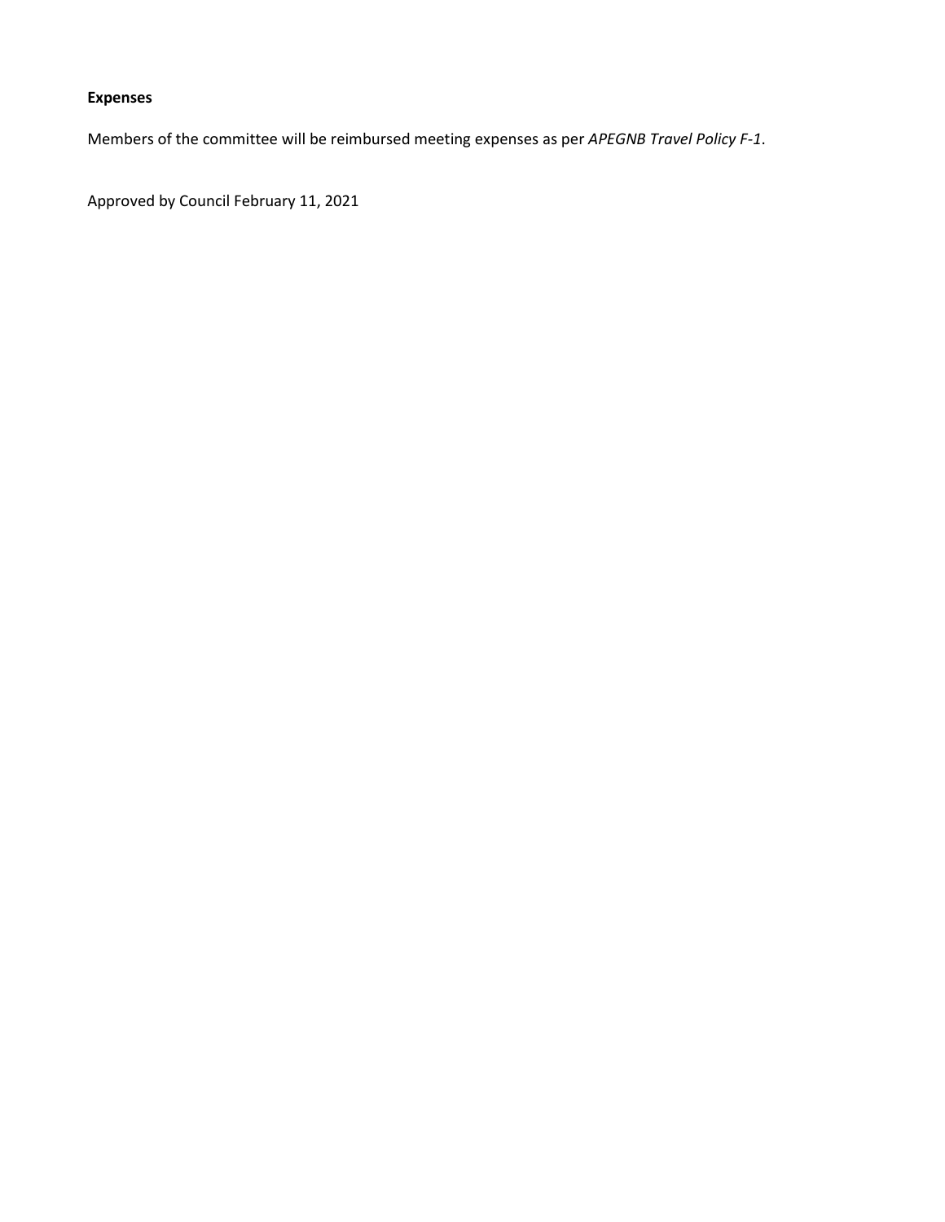**Expenses**

Members of the committee will be reimbursed meeting expenses as per *APEGNB Travel Policy F-1*.

Approved by Council February 11, 2021